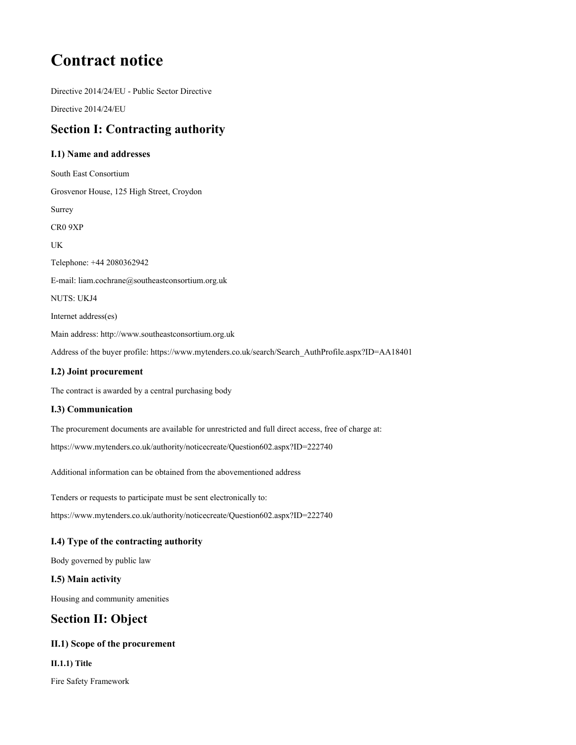# Contract notice

Directive 2014/24/EU - Public Sector Directive

Directive 2014/24/EU

## Section I: Contracting authority

### I.1) Name and addresses

South East Consortium

Grosvenor House, 125 High Street, Croydon

Surrey

CR0 9XP

UK

Telephone: +44 2080362942

E-mail: liam.cochrane@southeastconsortium.org.uk

NUTS: UKJ4

Internet address(es)

Main address: http://www.southeastconsortium.org.uk

Address of the buyer profile: https://www.mytenders.co.uk/search/Search_AuthProfile.aspx?ID=AA18401

### I.2) Joint procurement

The contract is awarded by a central purchasing body

### I.3) Communication

The procurement documents are available for unrestricted and full direct access, free of charge at:

https://www.mytenders.co.uk/authority/noticecreate/Question602.aspx?ID=222740

Additional information can be obtained from the abovementioned address

Tenders or requests to participate must be sent electronically to:

https://www.mytenders.co.uk/authority/noticecreate/Question602.aspx?ID=222740

### I.4) Type of the contracting authority

Body governed by public law

### I.5) Main activity

Housing and community amenities

## Section II: Object

### II.1) Scope of the procurement

#### II.1.1) Title

Fire Safety Framework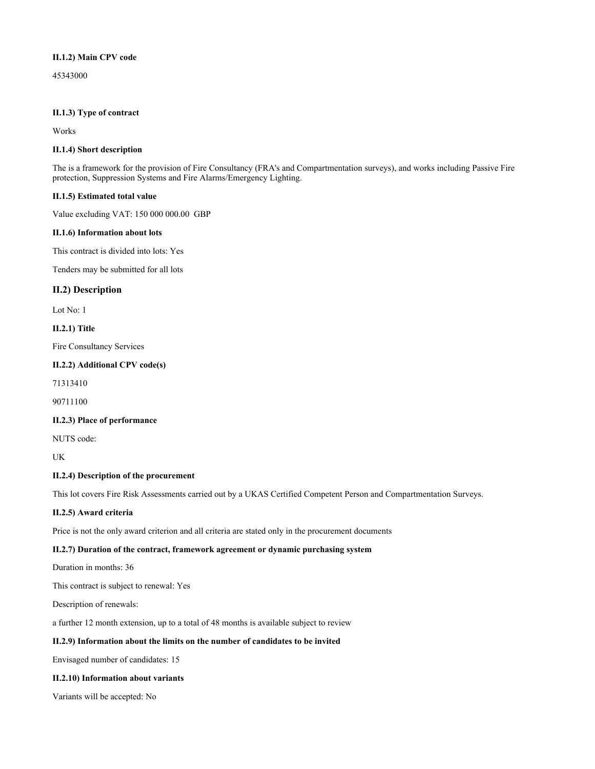**II.1.2) Main CPV code**

45343000

**II.1.3) Type of contract**

Works

**II.1.4) Short description**

The is a framework for the provision of Fire Consultancy (FRA's and Compartmentation surveys), and works including Passive Fire protection, Suppression Systems and Fire Alarms/Emergency Lighting.

**II.1.5) Estimated total value**

Value excluding VAT: 150 000 000.00 GBP

**II.1.6) Information about lots**

This contract is divided into lots: Yes

Tenders may be submitted for all lots

## II.2) Description

Lot No: 1

**II.2.1) Title**

Fire Consultancy Services

**II.2.2) Additional CPV code(s)**

71313410

90711100

**II.2.3) Place of performance**

NUTS code:

UK

**II.2.4) Description of the procurement**

This lot covers Fire Risk Assessments carried out by a UKAS Certified Competent Person and Compartmentation Surveys.

**II.2.5) Award criteria**

Price is not the only award criterion and all criteria are stated only in the procurement documents

**II.2.7) Duration of the contract, framework agreement or dynamic purchasing system**

Duration in months: 36

This contract is subject to renewal: Yes

Description of renewals:

a further 12 month extension, up to a total of 48 months is available subject to review

**II.2.9) Information about the limits on the number of candidates to be invited**

Envisaged number of candidates: 15

**II.2.10) Information about variants**

Variants will be accepted: No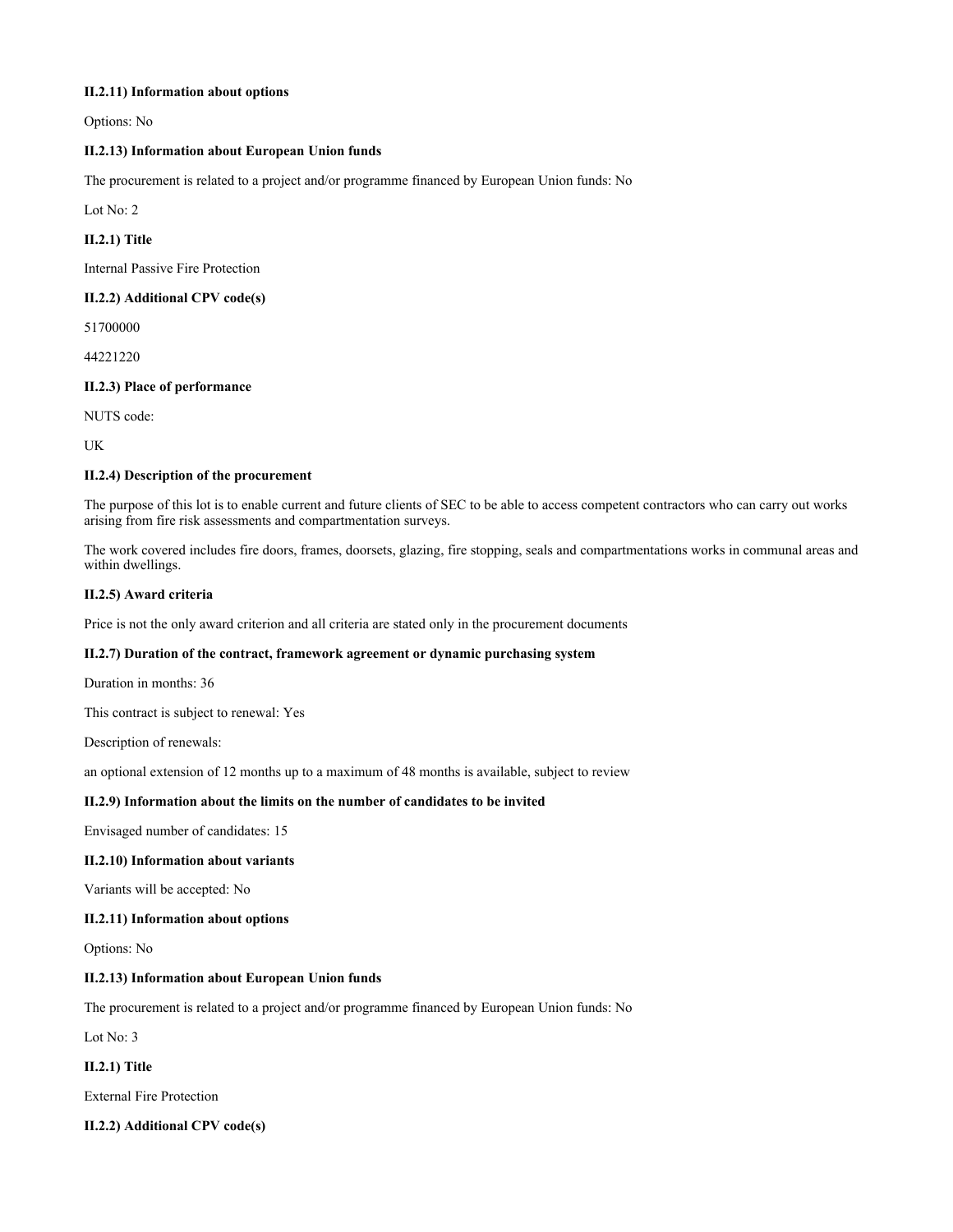**II.2.11) Information about options**

Options: No

**II.2.13) Information about European Union funds**

The procurement is related to a project and/or programme financed by European Union funds: No

Lot No: 2

**II.2.1) Title**

Internal Passive Fire Protection

**II.2.2) Additional CPV code(s)**

51700000

44221220

**II.2.3) Place of performance**

NUTS code:

UK

**II.2.4) Description of the procurement**

The purpose of this lot is to enable current and future clients of SEC to be able to access competent contractors who can carry out works arising from fire risk assessments and compartmentation surveys.

The work covered includes fire doors, frames, doorsets, glazing, fire stopping, seals and compartmentations works in communal areas and within dwellings.

**II.2.5) Award criteria**

Price is not the only award criterion and all criteria are stated only in the procurement documents

**II.2.7) Duration of the contract, framework agreement or dynamic purchasing system**

Duration in months: 36

This contract is subject to renewal: Yes

Description of renewals:

an optional extension of 12 months up to a maximum of 48 months is available, subject to review

**II.2.9) Information about the limits on the number of candidates to be invited**

Envisaged number of candidates: 15

**II.2.10) Information about variants**

Variants will be accepted: No

**II.2.11) Information about options**

Options: No

**II.2.13) Information about European Union funds**

The procurement is related to a project and/or programme financed by European Union funds: No

Lot No: 3

**II.2.1) Title**

External Fire Protection

**II.2.2) Additional CPV code(s)**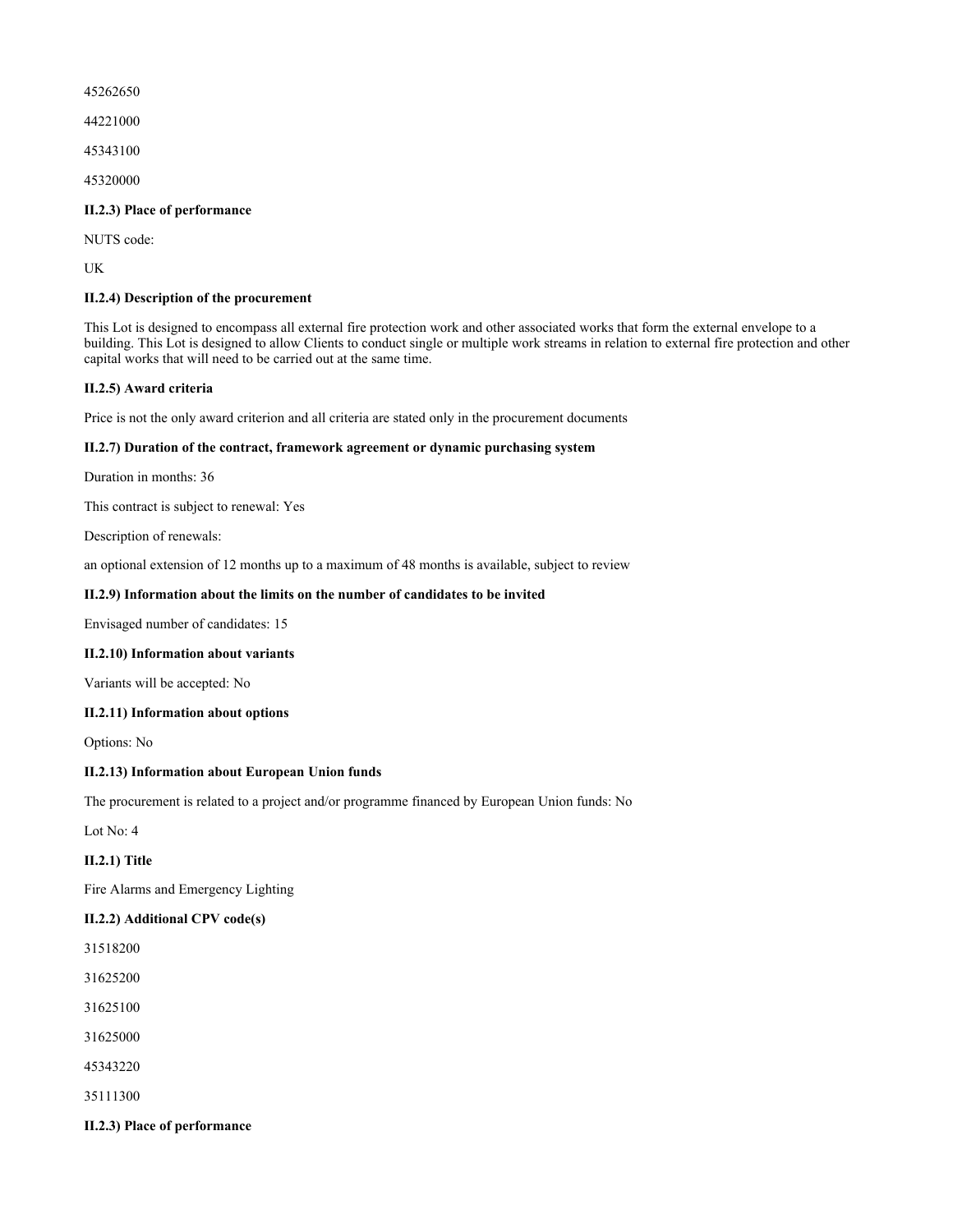45262650

44221000

45343100

45320000

**II.2.3) Place of performance**

NUTS code:

UK

**II.2.4) Description of the procurement**

This Lot is designed to encompass all external fire protection work and other associated works that form the external envelope to a building. This Lot is designed to allow Clients to conduct single or multiple work streams in relation to external fire protection and other capital works that will need to be carried out at the same time.

**II.2.5) Award criteria**

Price is not the only award criterion and all criteria are stated only in the procurement documents

**II.2.7) Duration of the contract, framework agreement or dynamic purchasing system**

Duration in months: 36

This contract is subject to renewal: Yes

Description of renewals:

an optional extension of 12 months up to a maximum of 48 months is available, subject to review

**II.2.9) Information about the limits on the number of candidates to be invited**

Envisaged number of candidates: 15

**II.2.10) Information about variants**

Variants will be accepted: No

**II.2.11) Information about options**

Options: No

**II.2.13) Information about European Union funds**

The procurement is related to a project and/or programme financed by European Union funds: No

Lot No: 4

**II.2.1) Title**

Fire Alarms and Emergency Lighting

**II.2.2) Additional CPV code(s)**

31518200

31625200

31625100

31625000

45343220

35111300

**II.2.3) Place of performance**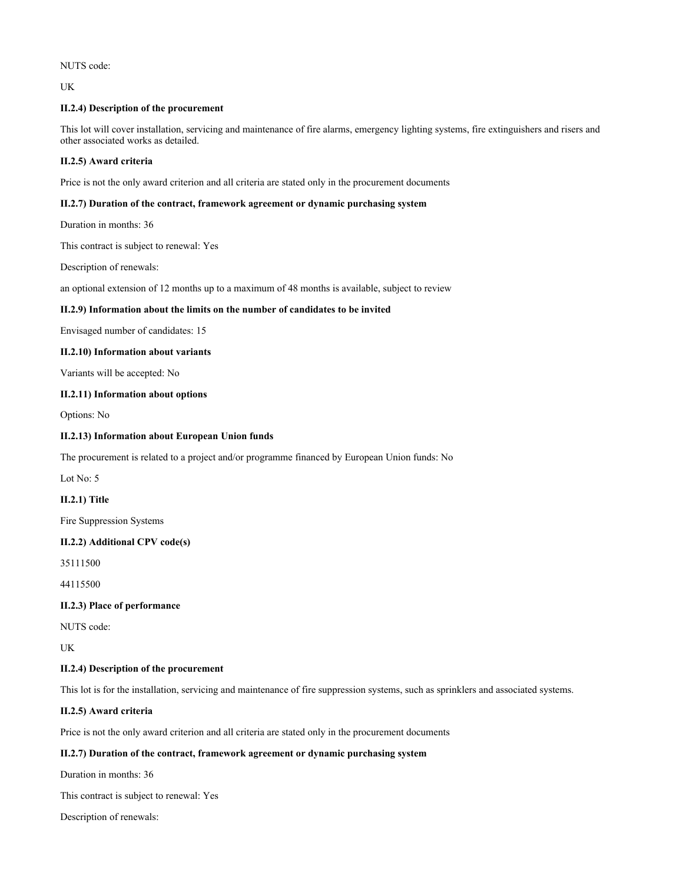NUTS code:

UK

**II.2.4) Description of the procurement**

This lot will cover installation, servicing and maintenance of fire alarms, emergency lighting systems, fire extinguishers and risers and other associated works as detailed.

**II.2.5) Award criteria**

Price is not the only award criterion and all criteria are stated only in the procurement documents

**II.2.7) Duration of the contract, framework agreement or dynamic purchasing system**

Duration in months: 36

This contract is subject to renewal: Yes

Description of renewals:

an optional extension of 12 months up to a maximum of 48 months is available, subject to review

**II.2.9) Information about the limits on the number of candidates to be invited**

Envisaged number of candidates: 15

**II.2.10) Information about variants**

Variants will be accepted: No

**II.2.11) Information about options**

Options: No

**II.2.13) Information about European Union funds**

The procurement is related to a project and/or programme financed by European Union funds: No

Lot No: 5

**II.2.1) Title**

Fire Suppression Systems

**II.2.2) Additional CPV code(s)**

35111500

44115500

**II.2.3) Place of performance**

NUTS code:

UK

**II.2.4) Description of the procurement**

This lot is for the installation, servicing and maintenance of fire suppression systems, such as sprinklers and associated systems.

**II.2.5) Award criteria**

Price is not the only award criterion and all criteria are stated only in the procurement documents

**II.2.7) Duration of the contract, framework agreement or dynamic purchasing system**

Duration in months: 36

This contract is subject to renewal: Yes

Description of renewals: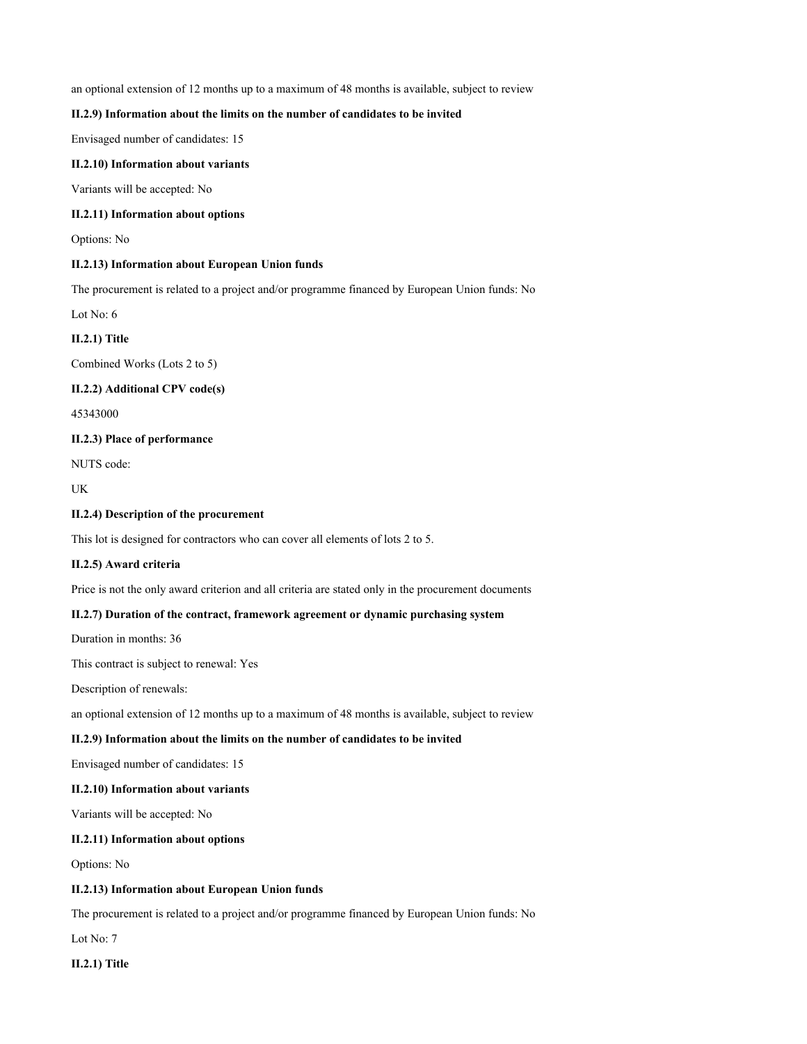an optional extension of 12 months up to a maximum of 48 months is available, subject to review

**II.2.9) Information about the limits on the number of candidates to be invited**

Envisaged number of candidates: 15

**II.2.10) Information about variants**

Variants will be accepted: No

**II.2.11) Information about options**

Options: No

**II.2.13) Information about European Union funds**

The procurement is related to a project and/or programme financed by European Union funds: No

Lot No: 6

**II.2.1) Title**

Combined Works (Lots 2 to 5)

**II.2.2) Additional CPV code(s)**

45343000

**II.2.3) Place of performance**

NUTS code:

UK

**II.2.4) Description of the procurement**

This lot is designed for contractors who can cover all elements of lots 2 to 5.

**II.2.5) Award criteria**

Price is not the only award criterion and all criteria are stated only in the procurement documents

**II.2.7) Duration of the contract, framework agreement or dynamic purchasing system**

Duration in months: 36

This contract is subject to renewal: Yes

Description of renewals:

an optional extension of 12 months up to a maximum of 48 months is available, subject to review

**II.2.9) Information about the limits on the number of candidates to be invited**

Envisaged number of candidates: 15

**II.2.10) Information about variants**

Variants will be accepted: No

**II.2.11) Information about options**

Options: No

**II.2.13) Information about European Union funds**

The procurement is related to a project and/or programme financed by European Union funds: No

Lot No: 7

**II.2.1) Title**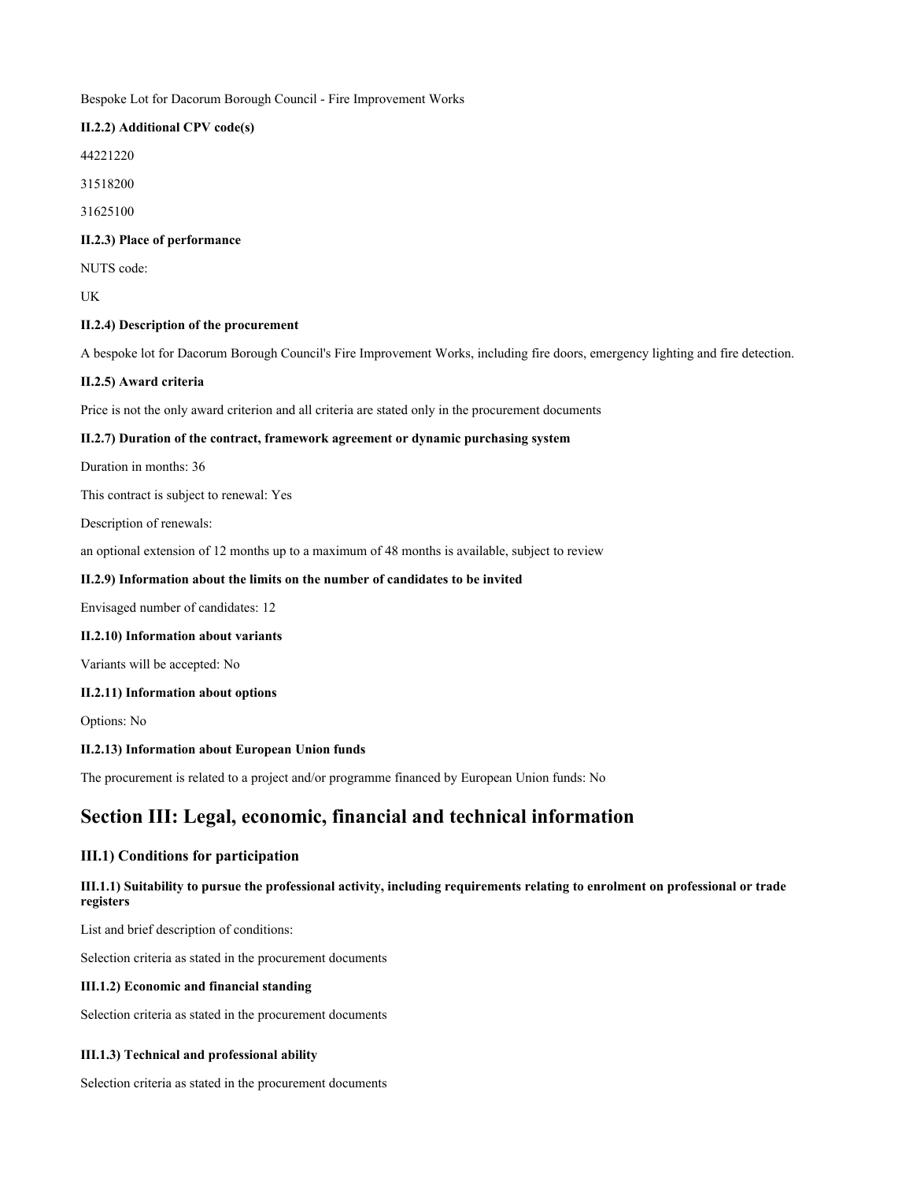Bespoke Lot for Dacorum Borough Council - Fire Improvement Works

**II.2.2) Additional CPV code(s)**

44221220

31518200

31625100

**II.2.3) Place of performance**

NUTS code:

UK

**II.2.4) Description of the procurement**

A bespoke lot for Dacorum Borough Council's Fire Improvement Works, including fire doors, emergency lighting and fire detection.

**II.2.5) Award criteria**

Price is not the only award criterion and all criteria are stated only in the procurement documents

**II.2.7) Duration of the contract, framework agreement or dynamic purchasing system**

Duration in months: 36

This contract is subject to renewal: Yes

Description of renewals:

an optional extension of 12 months up to a maximum of 48 months is available, subject to review

**II.2.9) Information about the limits on the number of candidates to be invited**

Envisaged number of candidates: 12

**II.2.10) Information about variants**

Variants will be accepted: No

**II.2.11) Information about options**

Options: No

**II.2.13) Information about European Union funds**

The procurement is related to a project and/or programme financed by European Union funds: No

## Section III: Legal, economic, financial and technical information

### III.1) Conditions for participation

**III.1.1) Suitability to pursue the professional activity, including requirements relating to enrolment on professional or trade registers**

List and brief description of conditions:

Selection criteria as stated in the procurement documents

**III.1.2) Economic and financial standing**

Selection criteria as stated in the procurement documents

**III.1.3) Technical and professional ability**

Selection criteria as stated in the procurement documents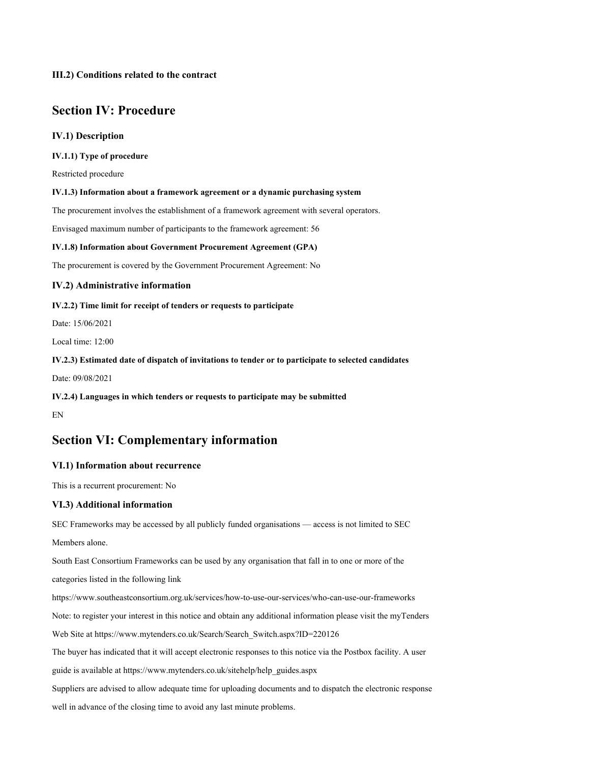#### III.2) Conditions related to the contract

## Section IV: Procedure

### IV.1) Description

#### IV.1.1) Type of procedure

Restricted procedure

#### IV.1.3) Information about a framework agreement or a dynamic purchasing system

The procurement involves the establishment of a framework agreement with several operators.

Envisaged maximum number of participants to the framework agreement: 56

#### IV.1.8) Information about Government Procurement Agreement (GPA)

The procurement is covered by the Government Procurement Agreement: No

### IV.2) Administrative information

#### IV.2.2) Time limit for receipt of tenders or requests to participate

Date: 15/06/2021

Local time: 12:00

#### IV.2.3) Estimated date of dispatch of invitations to tender or to participate to selected candidates

Date: 09/08/2021

#### IV.2.4) Languages in which tenders or requests to participate may be submitted

EN

## Section VI: Complementary information

### VI.1) Information about recurrence

This is a recurrent procurement: No

### VI.3) Additional information

SEC Frameworks may be accessed by all publicly funded organisations — access is not limited to SEC Members alone.

South East Consortium Frameworks can be used by any organisation that fall in to one or more of the categories listed in the following link

https://www.southeastconsortium.org.uk/services/how-to-use-our-services/who-can-use-our-frameworks

Note: to register your interest in this notice and obtain any additional information please visit the myTenders Web Site at https://www.mytenders.co.uk/Search/Search_Switch.aspx?ID=220126

The buyer has indicated that it will accept electronic responses to this notice via the Postbox facility. A user guide is available at https://www.mytenders.co.uk/sitehelp/help_guides.aspx

Suppliers are advised to allow adequate time for uploading documents and to dispatch the electronic response well in advance of the closing time to avoid any last minute problems.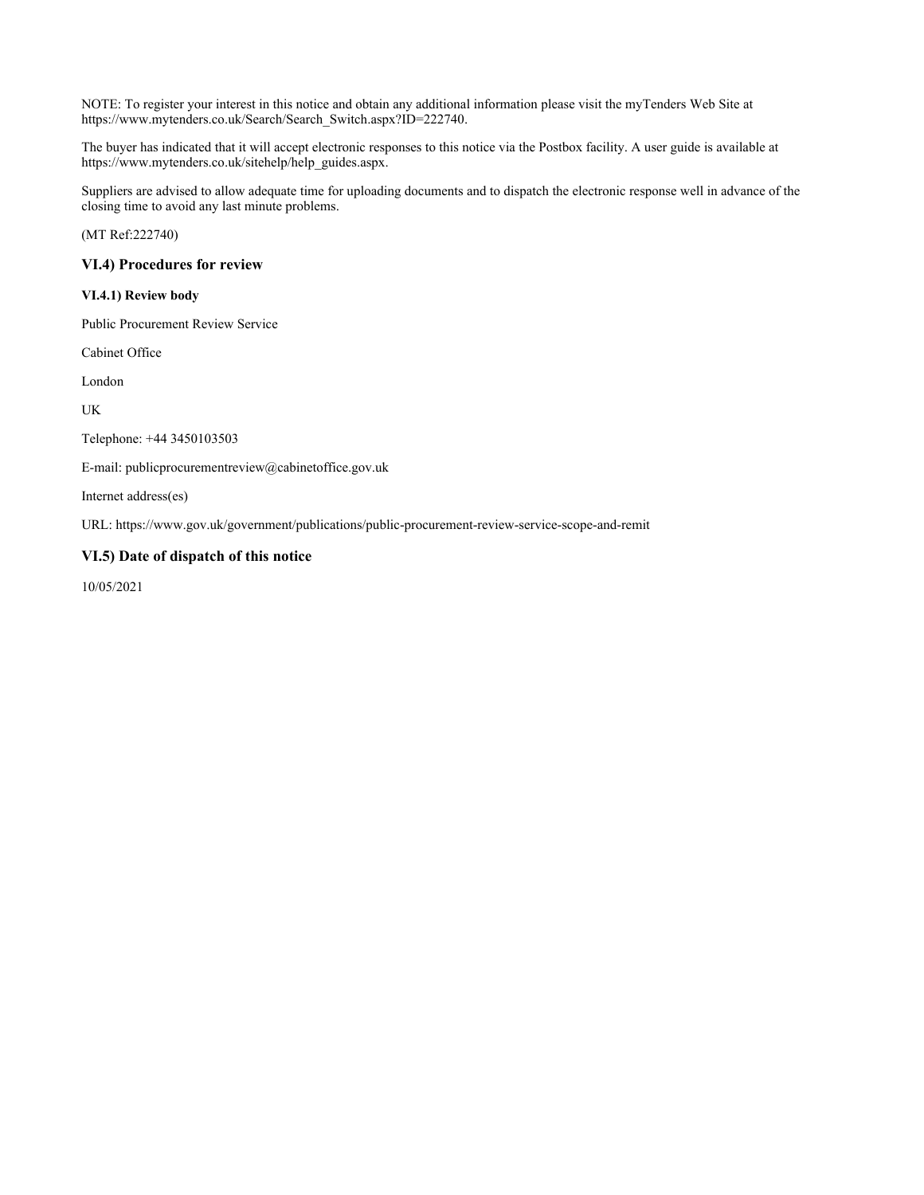NOTE: To register your interest in this notice and obtain any additional information please visit the myTenders Web Site at https://www.mytenders.co.uk/Search/Search_Switch.aspx?ID=222740.

The buyer has indicated that it will accept electronic responses to this notice via the Postbox facility. A user guide is available at https://www.mytenders.co.uk/sitehelp/help_guides.aspx.

Suppliers are advised to allow adequate time for uploading documents and to dispatch the electronic response well in advance of the closing time to avoid any last minute problems.

(MT Ref:222740)

### VI.4) Procedures for review

#### VI.4.1) Review body

Public Procurement Review Service

Cabinet Office

London

UK

Telephone: +44 3450103503

E-mail: publicprocurementreview@cabinetoffice.gov.uk

Internet address(es)

URL: https://www.gov.uk/government/publications/public-procurement-review-service-scope-and-remit

### VI.5) Date of dispatch of this notice

10/05/2021